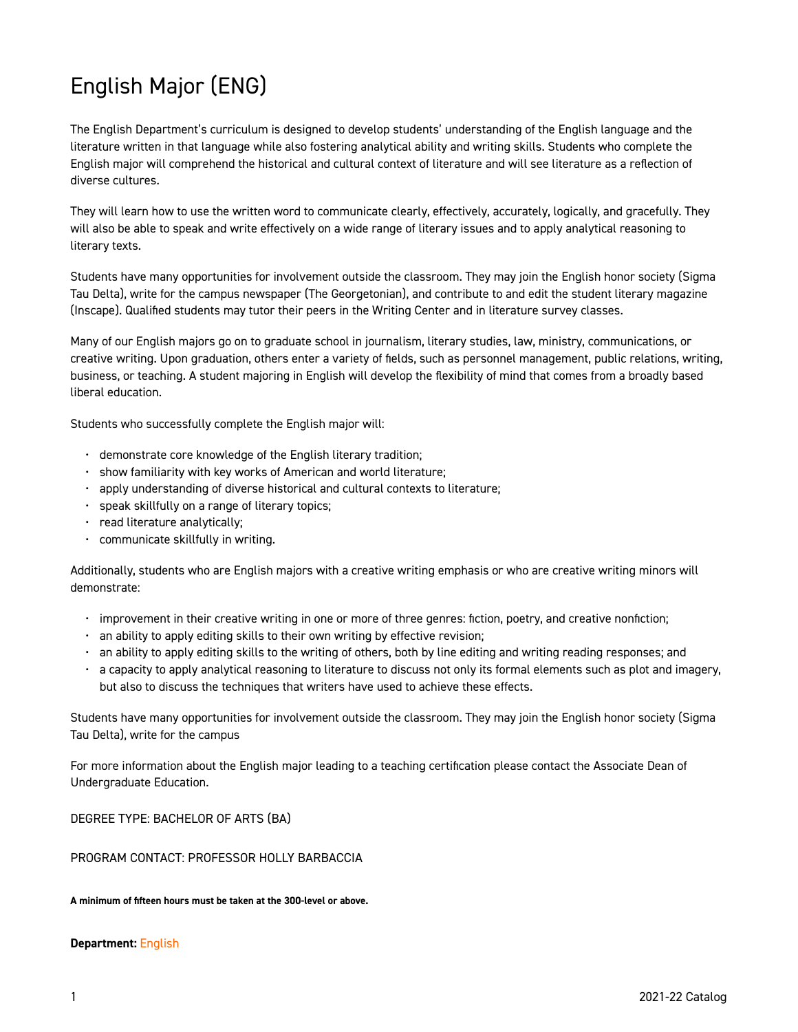# English Major (ENG)

The English Department's curriculum is designed to develop students' understanding of the English language and the literature written in that language while also fostering analytical ability and writing skills. Students who complete the English major will comprehend the historical and cultural context of literature and will see literature as a reflection of diverse cultures.

They will learn how to use the written word to communicate clearly, effectively, accurately, logically, and gracefully. They will also be able to speak and write effectively on a wide range of literary issues and to apply analytical reasoning to literary texts.

Students have many opportunities for involvement outside the classroom. They may join the English honor society (Sigma Tau Delta), write for the campus newspaper (The Georgetonian), and contribute to and edit the student literary magazine (Inscape). Qualified students may tutor their peers in the Writing Center and in literature survey classes.

Many of our English majors go on to graduate school in journalism, literary studies, law, ministry, communications, or creative writing. Upon graduation, others enter a variety of fields, such as personnel management, public relations, writing, business, or teaching. A student majoring in English will develop the flexibility of mind that comes from a broadly based liberal education.

Students who successfully complete the English major will:

- demonstrate core knowledge of the English literary tradition;
- show familiarity with key works of American and world literature;
- apply understanding of diverse historical and cultural contexts to literature;
- speak skillfully on a range of literary topics;
- read literature analytically;
- communicate skillfully in writing.

Additionally, students who are English majors with a creative writing emphasis or who are creative writing minors will demonstrate:

- improvement in their creative writing in one or more of three genres: fiction, poetry, and creative nonfiction;
- an ability to apply editing skills to their own writing by effective revision;
- an ability to apply editing skills to the writing of others, both by line editing and writing reading responses; and
- a capacity to apply analytical reasoning to literature to discuss not only its formal elements such as plot and imagery, but also to discuss the techniques that writers have used to achieve these effects.

Students have many opportunities for involvement outside the classroom. They may join the English honor society (Sigma Tau Delta), write for the campus

For more information about the English major leading to a teaching certification please contact the Associate Dean of Undergraduate Education.

DEGREE TYPE: BACHELOR OF ARTS (BA)

PROGRAM CONTACT: PROFESSOR HOLLY BARBACCIA

**A minimum of fifteen hours must be taken at the 300-level or above.**

**Department:** English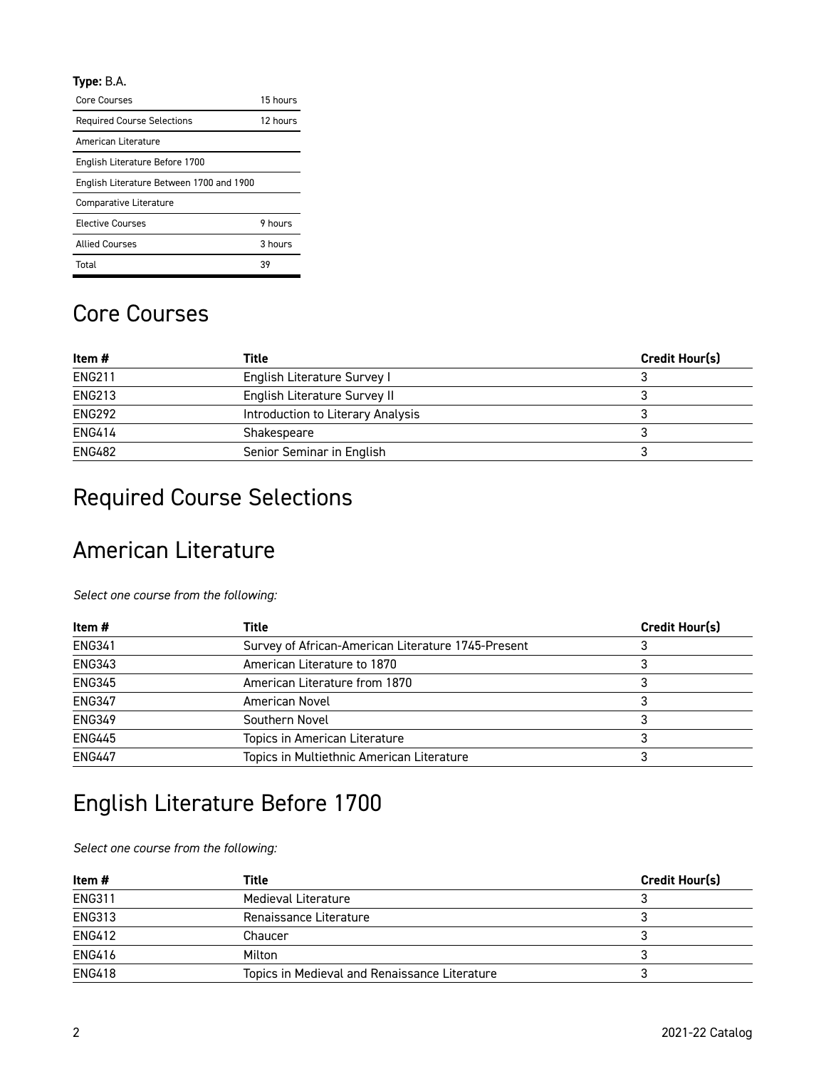**Type:** B.A.

| Core Courses | 15 hours |
|---|---|
| Required Course Selections | 12 hours |
| American Literature | |
| English Literature Before 1700 | |
| English Literature Between 1700 and 1900 | |
| Comparative Literature | |
| Elective Courses | 9 hours |
| Allied Courses | 3 hours |
| Total | 39 |

## Core Courses

| Item # | Title | Credit Hour(s) |
|---|---|---|
| ENG211 | English Literature Survey I | 3 |
| ENG213 | English Literature Survey II | 3 |
| ENG292 | Introduction to Literary Analysis | 3 |
| ENG414 | Shakespeare | 3 |
| ENG482 | Senior Seminar in English | 3 |

## Required Course Selections

## American Literature

*Select one course from the following:*

| Item # | Title | Credit Hour(s) |
|---|---|---|
| ENG341 | Survey of African-American Literature 1745-Present | 3 |
| ENG343 | American Literature to 1870 | 3 |
| ENG345 | American Literature from 1870 | 3 |
| ENG347 | American Novel | 3 |
| ENG349 | Southern Novel | 3 |
| ENG445 | Topics in American Literature | 3 |
| ENG447 | Topics in Multiethnic American Literature | 3 |

## English Literature Before 1700

*Select one course from the following:*

| Item # | Title | Credit Hour(s) |
|---|---|---|
| ENG311 | Medieval Literature | 3 |
| ENG313 | Renaissance Literature | 3 |
| ENG412 | Chaucer | 3 |
| ENG416 | Milton | 3 |
| ENG418 | Topics in Medieval and Renaissance Literature | 3 |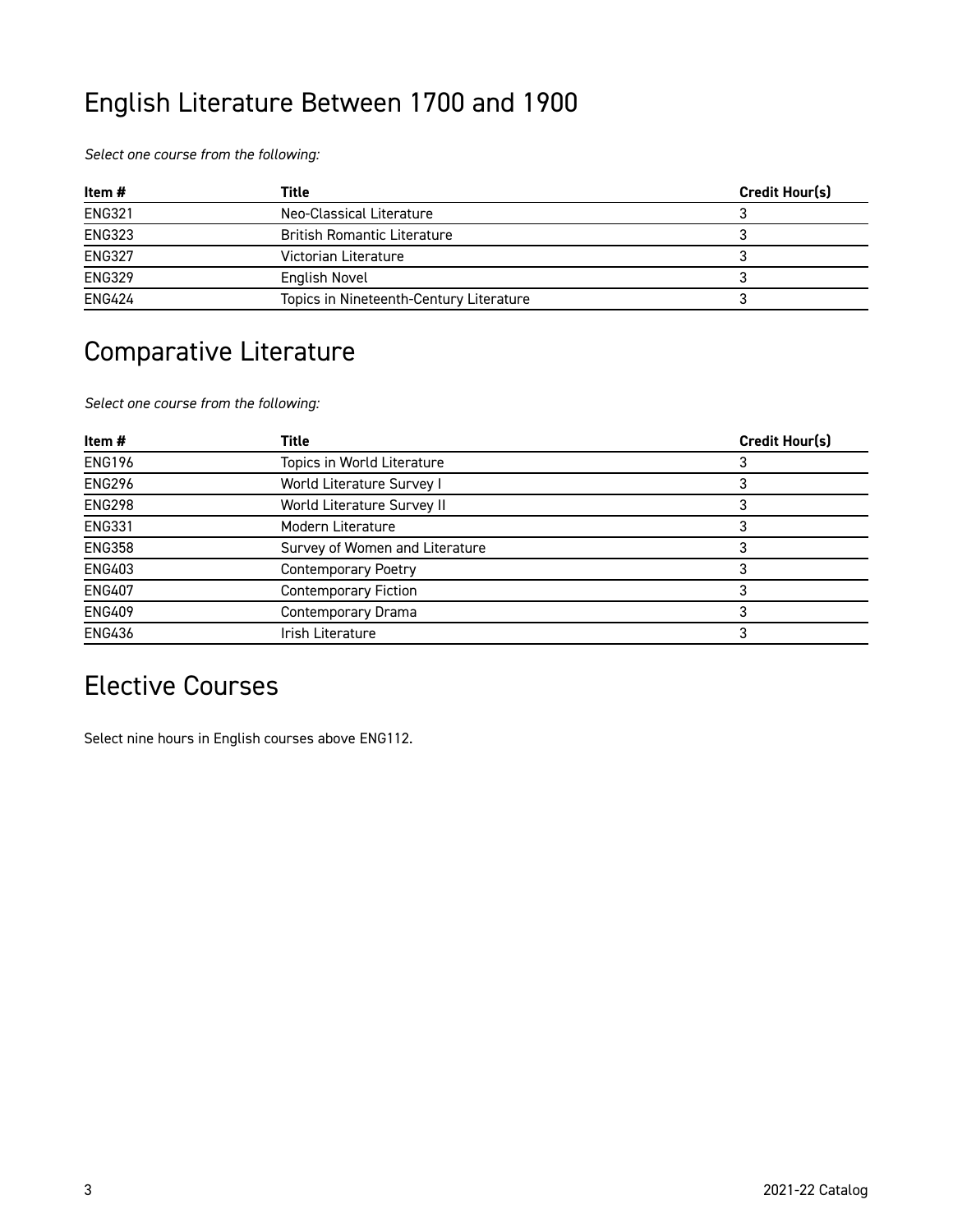## English Literature Between 1700 and 1900

*Select one course from the following:*

| Item # | Title | Credit Hour(s) |
|---|---|---|
| ENG321 | Neo-Classical Literature | 3 |
| ENG323 | British Romantic Literature | 3 |
| ENG327 | Victorian Literature | 3 |
| ENG329 | English Novel | 3 |
| ENG424 | Topics in Nineteenth-Century Literature | 3 |

## Comparative Literature

*Select one course from the following:*

| Item # | Title | Credit Hour(s) |
|---|---|---|
| ENG196 | Topics in World Literature | 3 |
| ENG296 | World Literature Survey I | 3 |
| ENG298 | World Literature Survey II | 3 |
| ENG331 | Modern Literature | 3 |
| ENG358 | Survey of Women and Literature | 3 |
| ENG403 | Contemporary Poetry | 3 |
| ENG407 | Contemporary Fiction | 3 |
| ENG409 | Contemporary Drama | 3 |
| ENG436 | Irish Literature | 3 |

## Elective Courses

Select nine hours in English courses above ENG112.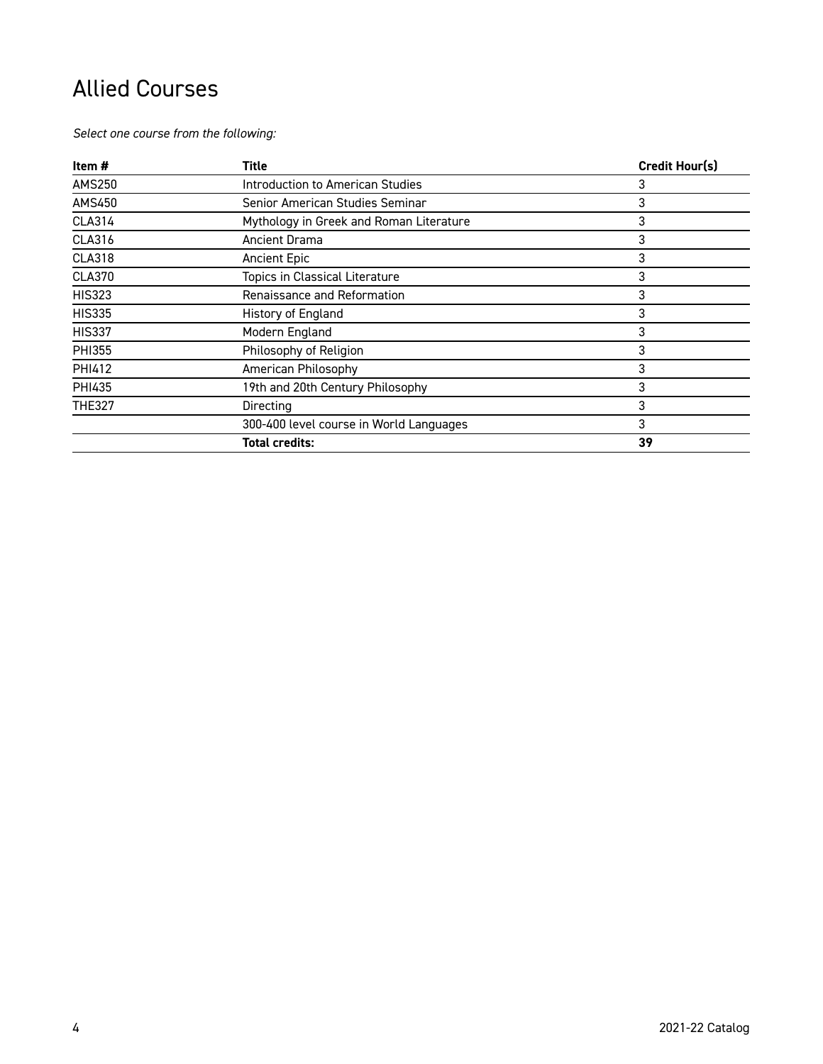## Allied Courses

*Select one course from the following:*

| Item # | Title | Credit Hour(s) |
|---|---|---|
| AMS250 | Introduction to American Studies | 3 |
| AMS450 | Senior American Studies Seminar | 3 |
| CLA314 | Mythology in Greek and Roman Literature | 3 |
| CLA316 | Ancient Drama | 3 |
| CLA318 | Ancient Epic | 3 |
| CLA370 | Topics in Classical Literature | 3 |
| HIS323 | Renaissance and Reformation | 3 |
| HIS335 | History of England | 3 |
| HIS337 | Modern England | 3 |
| PHI355 | Philosophy of Religion | 3 |
| PHI412 | American Philosophy | 3 |
| PHI435 | 19th and 20th Century Philosophy | 3 |
| THE327 | Directing | 3 |
| | 300-400 level course in World Languages | 3 |
| | **Total credits:** | **39** |